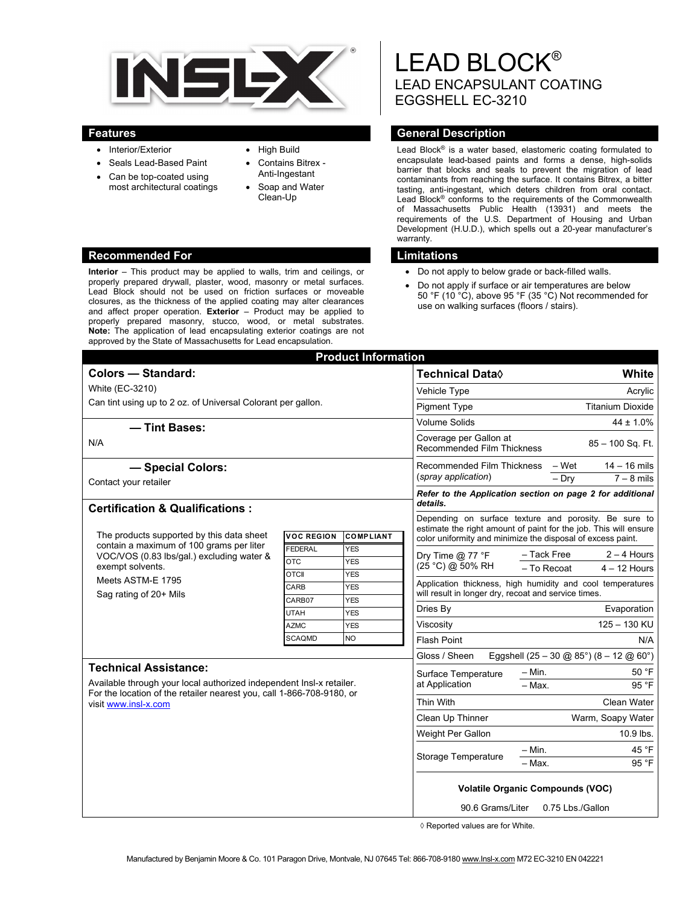# LEAD BLOCK®

LEAD ENCAPSULANT COATING
EGGSHELL EC-3210

## Features

- Interior/Exterior
- Seals Lead-Based Paint
- Can be top-coated using most architectural coatings
- High Build
- Contains Bitrex - Anti-Ingestant
- Soap and Water Clean-Up

## General Description

Lead Block® is a water based, elastomeric coating formulated to encapsulate lead-based paints and forms a dense, high-solids barrier that blocks and seals to prevent the migration of lead contaminants from reaching the surface. It contains Bitrex, a bitter tasting, anti-ingestant, which deters children from oral contact. Lead Block® conforms to the requirements of the Commonwealth of Massachusetts Public Health (13931) and meets the requirements of the U.S. Department of Housing and Urban Development (H.U.D.), which spells out a 20-year manufacturer's warranty.

## Recommended For

**Interior** – This product may be applied to walls, trim and ceilings, or properly prepared drywall, plaster, wood, masonry or metal surfaces. Lead Block should not be used on friction surfaces or moveable closures, as the thickness of the applied coating may alter clearances and affect proper operation. **Exterior** – Product may be applied to properly prepared masonry, stucco, wood, or metal substrates. **Note:** The application of lead encapsulating exterior coatings are not approved by the State of Massachusetts for Lead encapsulation.

## Limitations

- Do not apply to below grade or back-filled walls.
- Do not apply if surface or air temperatures are below 50 °F (10 °C), above 95 °F (35 °C) Not recommended for use on walking surfaces (floors / stairs).

## Product Information

### Colors — Standard:

White (EC-3210)

Can tint using up to 2 oz. of Universal Colorant per gallon.

### — Tint Bases:

N/A

### — Special Colors:

Contact your retailer

### Certification & Qualifications :

The products supported by this data sheet contain a maximum of 100 grams per liter VOC/VOS (0.83 lbs/gal.) excluding water & exempt solvents.

Meets ASTM-E 1795

Sag rating of 20+ Mils

| VOC REGION | COMPLIANT |
|---|---|
| FEDERAL | YES |
| OTC | YES |
| OTCII | YES |
| CARB | YES |
| CARB07 | YES |
| UTAH | YES |
| AZMC | YES |
| SCAQMD | NO |

### Technical Assistance:

Available through your local authorized independent Insl-x retailer. For the location of the retailer nearest you, call 1-866-708-9180, or visit www.insl-x.com

| Technical Data◊ | | White |
|---|---|---|
| Vehicle Type | | Acrylic |
| Pigment Type | | Titanium Dioxide |
| Volume Solids | | 44 ± 1.0% |
| Coverage per Gallon at Recommended Film Thickness | | 85 – 100 Sq. Ft. |
| Recommended Film Thickness (*spray application*) | – Wet | 14 – 16 mils |
| | – Dry | 7 – 8 mils |
| ***Refer to the Application section on page 2 for additional details.*** | | |
| Depending on surface texture and porosity. Be sure to estimate the right amount of paint for the job. This will ensure color uniformity and minimize the disposal of excess paint. | | |
| Dry Time @ 77 °F (25 °C) @ 50% RH | – Tack Free | 2 – 4 Hours |
| | – To Recoat | 4 – 12 Hours |
| Application thickness, high humidity and cool temperatures will result in longer dry, recoat and service times. | | |
| Dries By | | Evaporation |
| Viscosity | | 125 – 130 KU |
| Flash Point | | N/A |
| Gloss / Sheen | | Eggshell (25 – 30 @ 85°) (8 – 12 @ 60°) |
| Surface Temperature at Application | – Min. | 50 °F |
| | – Max. | 95 °F |
| Thin With | | Clean Water |
| Clean Up Thinner | | Warm, Soapy Water |
| Weight Per Gallon | | 10.9 lbs. |
| Storage Temperature | – Min. | 45 °F |
| | – Max. | 95 °F |

**Volatile Organic Compounds (VOC)**

90.6 Grams/Liter 0.75 Lbs./Gallon

◊ Reported values are for White.

Manufactured by Benjamin Moore & Co. 101 Paragon Drive, Montvale, NJ 07645 Tel: 866-708-9180 www.Insl-x.com M72 EC-3210 EN 042221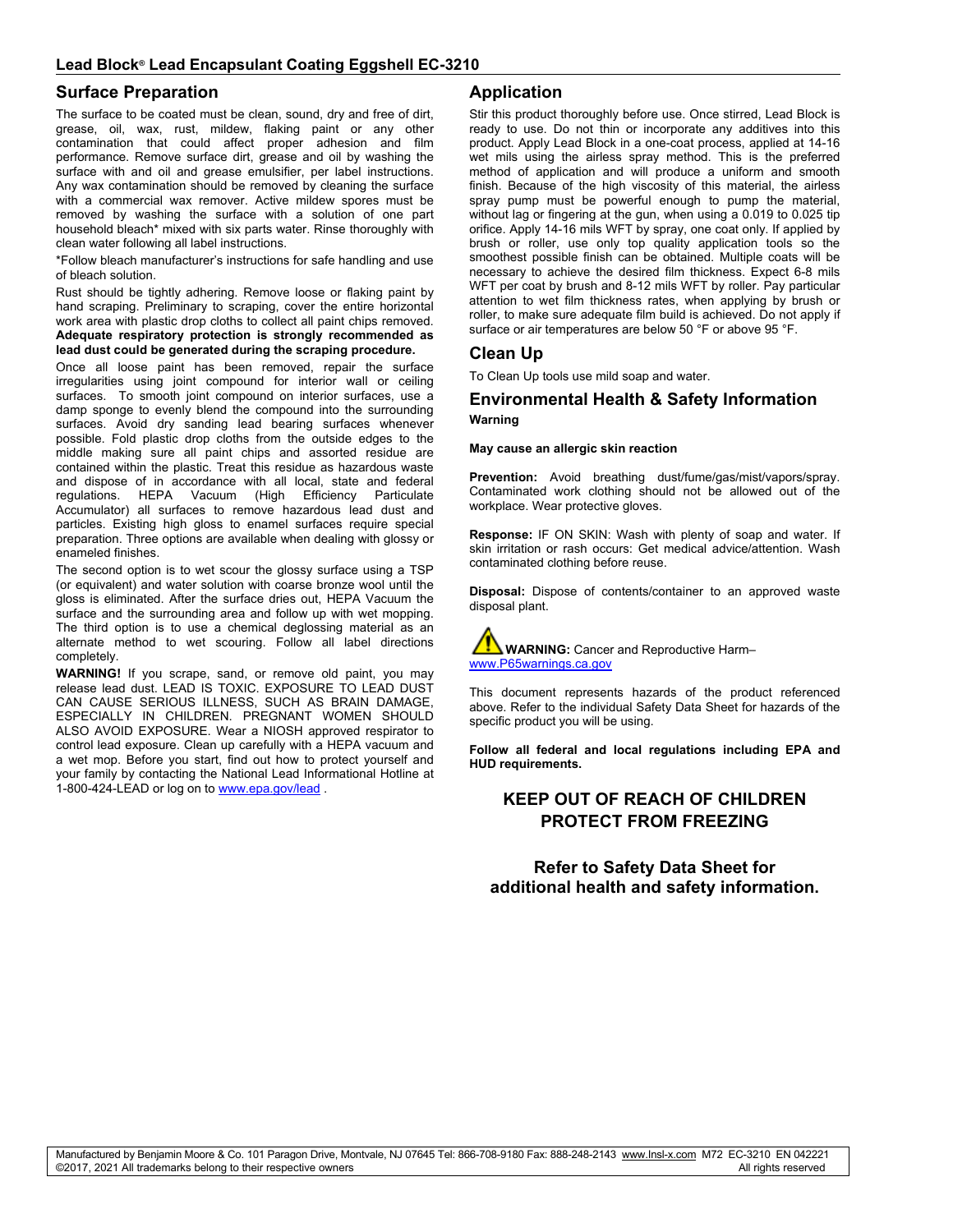## Surface Preparation

The surface to be coated must be clean, sound, dry and free of dirt, grease, oil, wax, rust, mildew, flaking paint or any other contamination that could affect proper adhesion and film performance. Remove surface dirt, grease and oil by washing the surface with and oil and grease emulsifier, per label instructions. Any wax contamination should be removed by cleaning the surface with a commercial wax remover. Active mildew spores must be removed by washing the surface with a solution of one part household bleach* mixed with six parts water. Rinse thoroughly with clean water following all label instructions.

*Follow bleach manufacturer's instructions for safe handling and use of bleach solution.

Rust should be tightly adhering. Remove loose or flaking paint by hand scraping. Preliminary to scraping, cover the entire horizontal work area with plastic drop cloths to collect all paint chips removed. **Adequate respiratory protection is strongly recommended as lead dust could be generated during the scraping procedure.**

Once all loose paint has been removed, repair the surface irregularities using joint compound for interior wall or ceiling surfaces. To smooth joint compound on interior surfaces, use a damp sponge to evenly blend the compound into the surrounding surfaces. Avoid dry sanding lead bearing surfaces whenever possible. Fold plastic drop cloths from the outside edges to the middle making sure all paint chips and assorted residue are contained within the plastic. Treat this residue as hazardous waste and dispose of in accordance with all local, state and federal regulations. HEPA Vacuum (High Efficiency Particulate Accumulator) all surfaces to remove hazardous lead dust and particles. Existing high gloss to enamel surfaces require special preparation. Three options are available when dealing with glossy or enameled finishes.

The second option is to wet scour the glossy surface using a TSP (or equivalent) and water solution with coarse bronze wool until the gloss is eliminated. After the surface dries out, HEPA Vacuum the surface and the surrounding area and follow up with wet mopping. The third option is to use a chemical deglossing material as an alternate method to wet scouring. Follow all label directions completely.

**WARNING!** If you scrape, sand, or remove old paint, you may release lead dust. LEAD IS TOXIC. EXPOSURE TO LEAD DUST CAN CAUSE SERIOUS ILLNESS, SUCH AS BRAIN DAMAGE, ESPECIALLY IN CHILDREN. PREGNANT WOMEN SHOULD ALSO AVOID EXPOSURE. Wear a NIOSH approved respirator to control lead exposure. Clean up carefully with a HEPA vacuum and a wet mop. Before you start, find out how to protect yourself and your family by contacting the National Lead Informational Hotline at 1-800-424-LEAD or log on to www.epa.gov/lead .

## Application

Stir this product thoroughly before use. Once stirred, Lead Block is ready to use. Do not thin or incorporate any additives into this product. Apply Lead Block in a one-coat process, applied at 14-16 wet mils using the airless spray method. This is the preferred method of application and will produce a uniform and smooth finish. Because of the high viscosity of this material, the airless spray pump must be powerful enough to pump the material, without lag or fingering at the gun, when using a 0.019 to 0.025 tip orifice. Apply 14-16 mils WFT by spray, one coat only. If applied by brush or roller, use only top quality application tools so the smoothest possible finish can be obtained. Multiple coats will be necessary to achieve the desired film thickness. Expect 6-8 mils WFT per coat by brush and 8-12 mils WFT by roller. Pay particular attention to wet film thickness rates, when applying by brush or roller, to make sure adequate film build is achieved. Do not apply if surface or air temperatures are below 50 °F or above 95 °F.

## Clean Up

To Clean Up tools use mild soap and water.

## Environmental Health & Safety Information

**Warning**

**May cause an allergic skin reaction**

**Prevention:** Avoid breathing dust/fume/gas/mist/vapors/spray. Contaminated work clothing should not be allowed out of the workplace. Wear protective gloves.

**Response:** IF ON SKIN: Wash with plenty of soap and water. If skin irritation or rash occurs: Get medical advice/attention. Wash contaminated clothing before reuse.

**Disposal:** Dispose of contents/container to an approved waste disposal plant.

**WARNING:** Cancer and Reproductive Harm– www.P65warnings.ca.gov

This document represents hazards of the product referenced above. Refer to the individual Safety Data Sheet for hazards of the specific product you will be using.

**Follow all federal and local regulations including EPA and HUD requirements.**

**KEEP OUT OF REACH OF CHILDREN**
**PROTECT FROM FREEZING**

**Refer to Safety Data Sheet for additional health and safety information.**

Manufactured by Benjamin Moore & Co. 101 Paragon Drive, Montvale, NJ 07645 Tel: 866-708-9180 Fax: 888-248-2143 www.lnsl-x.com M72 EC-3210 EN 042221
©2017, 2021 All trademarks belong to their respective owners All rights reserved